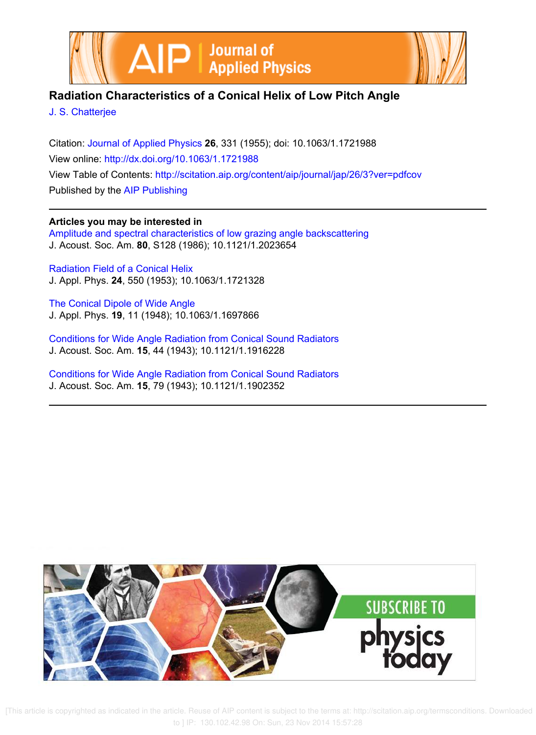# Radiation Characteristics of a Conical Helix of Low Pitch Angle

J. S. Chatterjee

Citation: Journal of Applied Physics **26**, 331 (1955); doi: 10.1063/1.1721988

View online: http://dx.doi.org/10.1063/1.1721988

View Table of Contents: http://scitation.aip.org/content/aip/journal/jap/26/3?ver=pdfcov

Published by the AIP Publishing

**Articles you may be interested in**

Amplitude and spectral characteristics of low grazing angle backscattering
J. Acoust. Soc. Am. **80**, S128 (1986); 10.1121/1.2023654

Radiation Field of a Conical Helix
J. Appl. Phys. **24**, 550 (1953); 10.1063/1.1721328

The Conical Dipole of Wide Angle
J. Appl. Phys. **19**, 11 (1948); 10.1063/1.1697866

Conditions for Wide Angle Radiation from Conical Sound Radiators
J. Acoust. Soc. Am. **15**, 44 (1943); 10.1121/1.1916228

Conditions for Wide Angle Radiation from Conical Sound Radiators
J. Acoust. Soc. Am. **15**, 79 (1943); 10.1121/1.1902352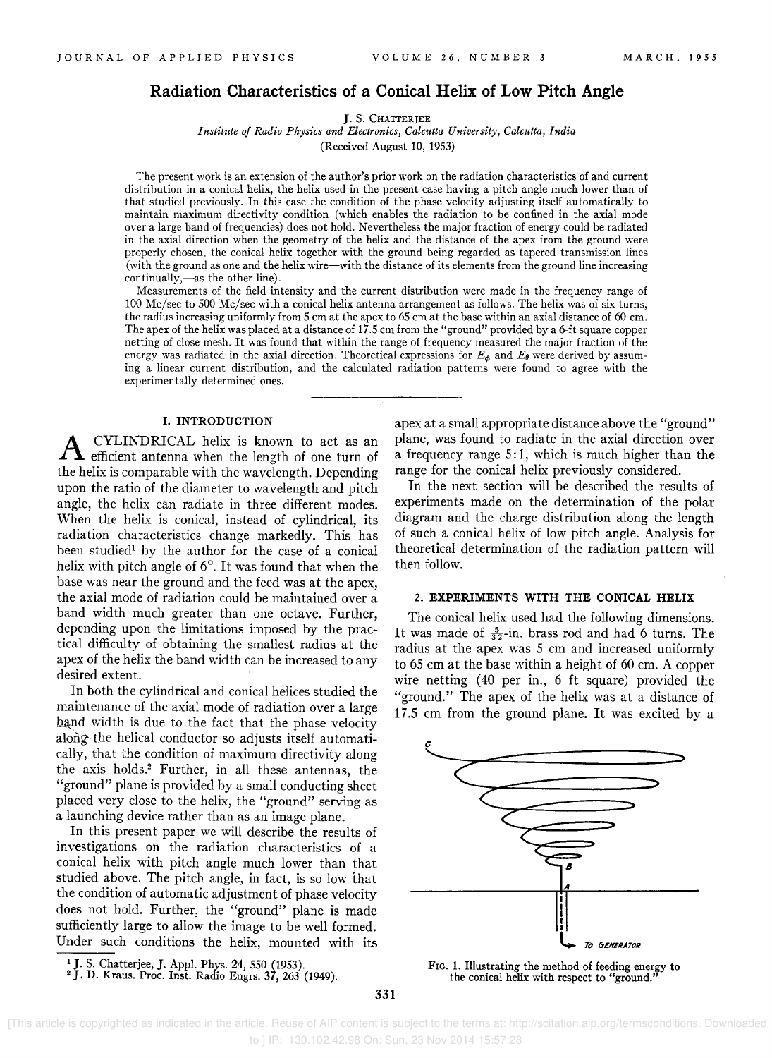# Radiation Characteristics of a Conical Helix of Low Pitch Angle

J. S. Chatterjee

*Institute of Radio Physics and Electronics, Calcutta University, Calcutta, India*

(Received August 10, 1953)

The present work is an extension of the author's prior work on the radiation characteristics of and current distribution in a conical helix, the helix used in the present case having a pitch angle much lower than of that studied previously. In this case the condition of the phase velocity adjusting itself automatically to maintain maximum directivity condition (which enables the radiation to be confined in the axial mode over a large band of frequencies) does not hold. Nevertheless the major fraction of energy could be radiated in the axial direction when the geometry of the helix and the distance of the apex from the ground were properly chosen, the conical helix together with the ground being regarded as tapered transmission lines (with the ground as one and the helix wire—with the distance of its elements from the ground line increasing continually,—as the other line).

Measurements of the field intensity and the current distribution were made in the frequency range of 100 Mc/sec to 500 Mc/sec with a conical helix antenna arrangement as follows. The helix was of six turns, the radius increasing uniformly from 5 cm at the apex to 65 cm at the base within an axial distance of 60 cm. The apex of the helix was placed at a distance of 17.5 cm from the "ground" provided by a 6-ft square copper netting of close mesh. It was found that within the range of frequency measured the major fraction of the energy was radiated in the axial direction. Theoretical expressions for $E_\phi$ and $E_\theta$ were derived by assuming a linear current distribution, and the calculated radiation patterns were found to agree with the experimentally determined ones.

## I. INTRODUCTION

A cylindrical helix is known to act as an efficient antenna when the length of one turn of the helix is comparable with the wavelength. Depending upon the ratio of the diameter to wavelength and pitch angle, the helix can radiate in three different modes. When the helix is conical, instead of cylindrical, its radiation characteristics change markedly. This has been studied[1] by the author for the case of a conical helix with pitch angle of 6°. It was found that when the base was near the ground and the feed was at the apex, the axial mode of radiation could be maintained over a band width much greater than one octave. Further, depending upon the limitations imposed by the practical difficulty of obtaining the smallest radius at the apex of the helix the band width can be increased to any desired extent.

In both the cylindrical and conical helices studied the maintenance of the axial mode of radiation over a large band width is due to the fact that the phase velocity along the helical conductor so adjusts itself automatically, that the condition of maximum directivity along the axis holds.[2] Further, in all these antennas, the "ground" plane is provided by a small conducting sheet placed very close to the helix, the "ground" serving as a launching device rather than as an image plane.

In this present paper we will describe the results of investigations on the radiation characteristics of a conical helix with pitch angle much lower than that studied above. The pitch angle, in fact, is so low that the condition of automatic adjustment of phase velocity does not hold. Further, the "ground" plane is made sufficiently large to allow the image to be well formed. Under such conditions the helix, mounted with its apex at a small appropriate distance above the "ground" plane, was found to radiate in the axial direction over a frequency range 5:1, which is much higher than the range for the conical helix previously considered.

In the next section will be described the results of experiments made on the determination of the polar diagram and the charge distribution along the length of such a conical helix of low pitch angle. Analysis for theoretical determination of the radiation pattern will then follow.

## 2. EXPERIMENTS WITH THE CONICAL HELIX

The conical helix used had the following dimensions. It was made of $\frac{5}{32}$-in. brass rod and had 6 turns. The radius at the apex was 5 cm and increased uniformly to 65 cm at the base within a height of 60 cm. A copper wire netting (40 per in., 6 ft square) provided the "ground." The apex of the helix was at a distance of 17.5 cm from the ground plane. It was excited by a

FIG. 1. Illustrating the method of feeding energy to the conical helix with respect to "ground."

[1] J. S. Chatterjee, J. Appl. Phys. 24, 550 (1953).

[2] J. D. Kraus, Proc. Inst. Radio Engrs. 37, 263 (1949).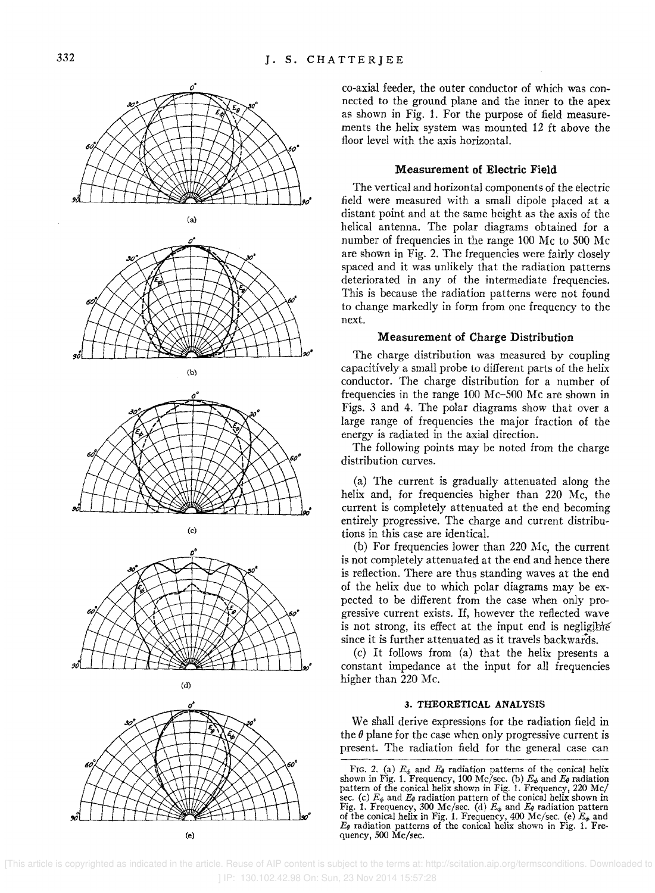co-axial feeder, the outer conductor of which was connected to the ground plane and the inner to the apex as shown in Fig. 1. For the purpose of field measurements the helix system was mounted 12 ft above the floor level with the axis horizontal.

### Measurement of Electric Field

The vertical and horizontal components of the electric field were measured with a small dipole placed at a distant point and at the same height as the axis of the helical antenna. The polar diagrams obtained for a number of frequencies in the range 100 Mc to 500 Mc are shown in Fig. 2. The frequencies were fairly closely spaced and it was unlikely that the radiation patterns deteriorated in any of the intermediate frequencies. This is because the radiation patterns were not found to change markedly in form from one frequency to the next.

### Measurement of Charge Distribution

The charge distribution was measured by coupling capacitively a small probe to different parts of the helix conductor. The charge distribution for a number of frequencies in the range 100 Mc–500 Mc are shown in Figs. 3 and 4. The polar diagrams show that over a large range of frequencies the major fraction of the energy is radiated in the axial direction.

The following points may be noted from the charge distribution curves.

(a) The current is gradually attenuated along the helix and, for frequencies higher than 220 Mc, the current is completely attenuated at the end becoming entirely progressive. The charge and current distributions in this case are identical.

(b) For frequencies lower than 220 Mc, the current is not completely attenuated at the end and hence there is reflection. There are thus standing waves at the end of the helix due to which polar diagrams may be expected to be different from the case when only progressive current exists. If, however the reflected wave is not strong, its effect at the input end is negligible since it is further attenuated as it travels backwards.

(c) It follows from (a) that the helix presents a constant impedance at the input for all frequencies higher than 220 Mc.

## 3. THEORETICAL ANALYSIS

We shall derive expressions for the radiation field in the $\theta$ plane for the case when only progressive current is present. The radiation field for the general case can

FIG. 2. (a) $E_\phi$ and $E_\theta$ radiation patterns of the conical helix shown in Fig. 1. Frequency, 100 Mc/sec. (b) $E_\phi$ and $E_\theta$ radiation pattern of the conical helix shown in Fig. 1. Frequency, 220 Mc/sec. (c) $E_\phi$ and $E_\theta$ radiation pattern of the conical helix shown in Fig. 1. Frequency, 300 Mc/sec. (d) $E_\phi$ and $E_\theta$ radiation pattern of the conical helix in Fig. 1. Frequency, 400 Mc/sec. (e) $E_\phi$ and $E_\theta$ radiation patterns of the conical helix shown in Fig. 1. Frequency, 500 Mc/sec.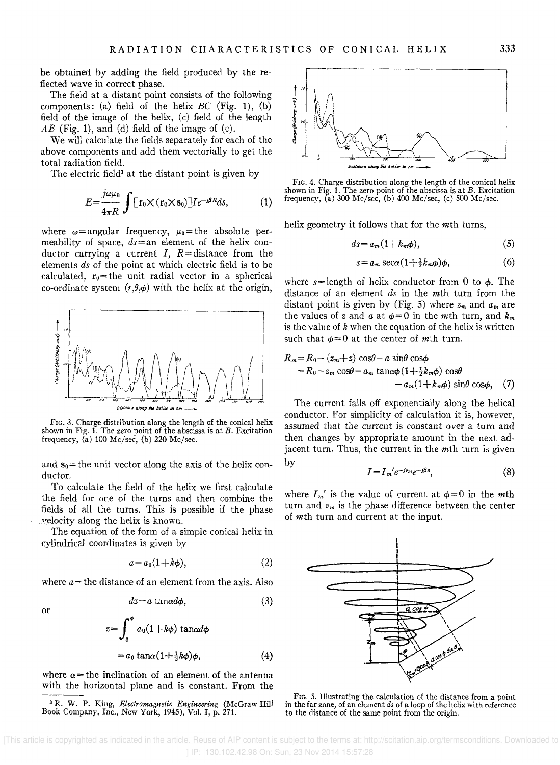be obtained by adding the field produced by the reflected wave in correct phase.

The field at a distant point consists of the following components: (a) field of the helix $BC$ (Fig. 1), (b) field of the image of the helix, (c) field of the length $AB$ (Fig. 1), and (d) field of the image of (c).

We will calculate the fields separately for each of the above components and add them vectorially to get the total radiation field.

The electric field[3] at the distant point is given by

$$E=\frac{j\omega\mu_0}{4\pi R}\int[\mathbf{r}_0\times(\mathbf{r}_0\times\mathbf{s}_0)]Ie^{-i\beta R}ds, \tag{1}$$

where $\omega$ = angular frequency, $\mu_0$ = the absolute permeability of space, $ds$ = an element of the helix conductor carrying a current $I$, $R$ = distance from the elements $ds$ of the point at which electric field is to be calculated, $\mathbf{r}_0$ = the unit radial vector in a spherical co-ordinate system $(r,\theta,\phi)$ with the helix at the origin, and $\mathbf{s}_0$ = the unit vector along the axis of the helix conductor.

FIG. 3. Charge distribution along the length of the conical helix shown in Fig. 1. The zero point of the abscissa is at $B$. Excitation frequency, (a) 100 Mc/sec, (b) 220 Mc/sec.

To calculate the field of the helix we first calculate the field for one of the turns and then combine the fields of all the turns. This is possible if the phase velocity along the helix is known.

The equation of the form of a simple conical helix in cylindrical coordinates is given by

$$a=a_0(1+k\phi), \tag{2}$$

where $a$ = the distance of an element from the axis. Also

$$dz=a\tan\alpha d\phi, \tag{3}$$

or

$$z=\int_0^{\phi}a_0(1+k\phi)\tan\alpha d\phi$$

$$=a_0\tan\alpha(1+\tfrac{1}{2}k\phi)\phi, \tag{4}$$

where $\alpha$ = the inclination of an element of the antenna with the horizontal plane and is constant. From the helix geometry it follows that for the $m$th turns,

$$ds=a_m(1+k_m\phi), \tag{5}$$

$$s=a_m\sec\alpha(1+\tfrac{1}{2}k_m\phi)\phi, \tag{6}$$

where $s$ = length of helix conductor from 0 to $\phi$. The distance of an element $ds$ in the $m$th turn from the distant point is given by (Fig. 5) where $z_m$ and $a_m$ are the values of $z$ and $a$ at $\phi=0$ in the $m$th turn, and $k_m$ is the value of $k$ when the equation of the helix is written such that $\phi=0$ at the center of $m$th turn.

$$\begin{aligned}R_m&=R_0-(z_m+z)\cos\theta-a\sin\theta\cos\phi\\&=R_0-z_m\cos\theta-a_m\tan\alpha\phi(1+\tfrac{1}{2}k_m\phi)\cos\theta\\&\quad-a_m(1+k_m\phi)\sin\theta\cos\phi,\end{aligned} \tag{7}$$

The current falls off exponentially along the helical conductor. For simplicity of calculation it is, however, assumed that the current is constant over a turn and then changes by appropriate amount in the next adjacent turn. Thus, the current in the $m$th turn is given by

$$I=I_m'e^{-j\nu_m}e^{-j\beta s}, \tag{8}$$

where $I_m'$ is the value of current at $\phi=0$ in the $m$th turn and $\nu_m$ is the phase difference between the center of $m$th turn and current at the input.

FIG. 4. Charge distribution along the length of the conical helix shown in Fig. 1. The zero point of the abscissa is at $B$. Excitation frequency, (a) 300 Mc/sec, (b) 400 Mc/sec, (c) 500 Mc/sec.

FIG. 5. Illustrating the calculation of the distance from a point in the far zone, of an element $ds$ of a loop of the helix with reference to the distance of the same point from the origin.

[3] R. W. P. King, *Electromagnetic Engineering* (McGraw-Hill Book Company, Inc., New York, 1945), Vol. I, p. 271.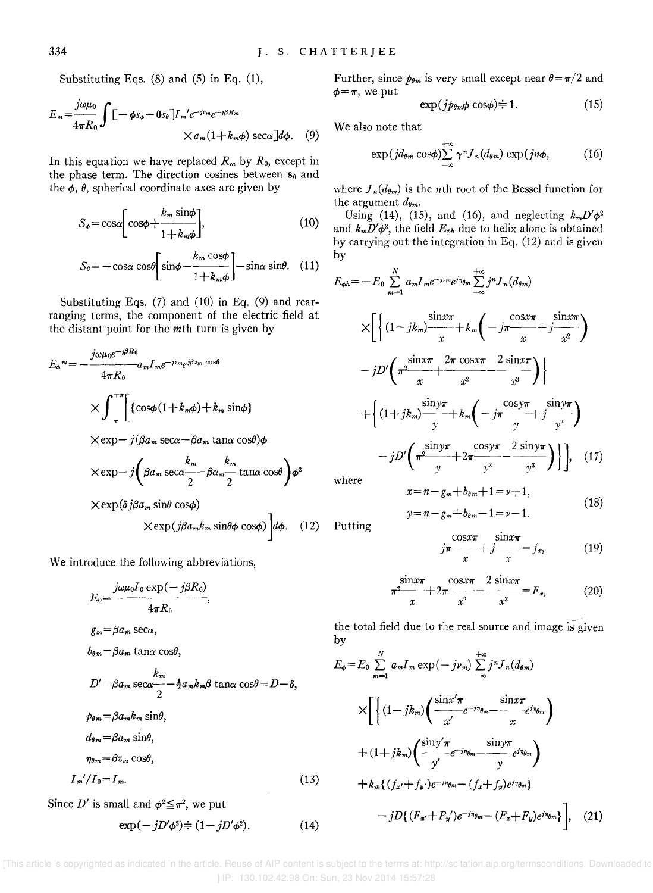Substituting Eqs. (8) and (5) in Eq. (1),

$$E_m = \frac{j\omega\mu_0}{4\pi R_0} \int [-\boldsymbol{\phi} s_\phi - \boldsymbol{\theta} s_\theta] I_m' e^{-j\nu_m} e^{-j\beta R_m} \times a_m(1+k_m\phi)\sec\alpha] d\phi. \quad (9)$$

In this equation we have replaced $R_m$ by $R_0$, except in the phase term. The direction cosines between $\mathbf{s}_0$ and the $\phi$, $\theta$, spherical coordinate axes are given by

$$S_\phi = \cos\alpha\left[\cos\phi + \frac{k_m \sin\phi}{1+k_m\phi}\right], \quad (10)$$

$$S_\theta = -\cos\alpha\cos\theta\left[\sin\phi - \frac{k_m\cos\phi}{1+k_m\phi}\right] - \sin\alpha\sin\theta. \quad (11)$$

Substituting Eqs. (7) and (10) in Eq. (9) and rearranging terms, the component of the electric field at the distant point for the $m$th turn is given by

$$\begin{aligned} E_\phi^m = -\frac{j\omega\mu_0 e^{-j\beta R_0}}{4\pi R_0} a_m I_m e^{-j\nu_m} e^{j\beta z_m\cos\theta} \times \int_{-\pi}^{+\pi} \Big[ &\{\cos\phi(1+k_m\phi) + k_m\sin\phi\} \\ &\times \exp -j(\beta a_m\sec\alpha - \beta a_m\tan\alpha\cos\theta)\phi \\ &\times \exp -j\left(\beta a_m \sec\alpha\frac{k_m}{2} - \beta a_m\frac{k_m}{2}\tan\alpha\cos\theta\right)\phi^2 \\ &\times \exp(\delta j\beta a_m\sin\theta\cos\phi) \\ &\times \exp(j\beta a_m k_m\sin\theta\phi\cos\phi)\Big] d\phi. \end{aligned} \quad (12)$$

We introduce the following abbreviations,

$$\begin{aligned} E_0 &= \frac{j\omega\mu_0 I_0 \exp(-j\beta R_0)}{4\pi R_0}, \\ g_m &= \beta a_m \sec\alpha, \\ b_{\theta m} &= \beta a_m \tan\alpha\cos\theta, \\ D' &= \beta a_m \sec\alpha\frac{k_m}{2} - \tfrac{1}{2} a_m k_m \beta\tan\alpha\cos\theta = D - \delta, \\ p_{\theta m} &= \beta a_m k_m \sin\theta, \\ d_{\theta m} &= \beta a_m \sin\theta, \\ \eta_{\theta m} &= \beta z_m\cos\theta, \\ I_m'/I_0 &= I_m. \end{aligned} \quad (13)$$

Since $D'$ is small and $\phi^2 \leqq \pi^2$, we put

$$\exp(-jD'\phi^2) \doteqdot (1 - jD'\phi^2). \quad (14)$$

Further, since $p_{\theta m}$ is very small except near $\theta = \pi/2$ and $\phi = \pi$, we put

$$\exp(jp_{\theta m}\phi\cos\phi) \doteqdot 1. \quad (15)$$

We also note that

$$\exp(jd_{\theta m}\cos\phi) \sum_{-\infty}^{+\infty} \gamma^n J_n(d_{\theta m}) \exp(jn\phi), \quad (16)$$

where $J_n(d_{\theta m})$ is the $n$th root of the Bessel function for the argument $d_{\theta m}$.

Using (14), (15), and (16), and neglecting $k_m D'\phi^2$ and $k_m D'\phi^3$, the field $E_{\phi h}$ due to helix alone is obtained by carrying out the integration in Eq. (12) and is given by

$$\begin{aligned} E_{\phi h} = -E_0 \sum_{m=1}^{N} a_m I_m e^{-j\nu_m} e^{j\eta_{\theta m}} \sum_{-\infty}^{+\infty} j^n J_n(d_{\theta m}) \times \Bigg[ &\bigg\{ (1-jk_m)\frac{\sin x\pi}{x} + k_m\left(-j\pi\frac{\cos x\pi}{x} + j\frac{\sin x\pi}{x^2}\right) \\ &- jD'\left(\pi^2\frac{\sin x\pi}{x} + \frac{2\pi\cos x\pi}{x^2} - \frac{2\sin x\pi}{x^3}\right)\bigg\} \\ &+ \bigg\{ (1+jk_m)\frac{\sin y\pi}{y} + k_m\left(-j\pi\frac{\cos y\pi}{y} + j\frac{\sin y\pi}{y^2}\right) \\ &- jD'\left(\pi^2\frac{\sin y\pi}{y} + 2\pi\frac{\cos y\pi}{y^2} - \frac{2\sin y\pi}{y^3}\right)\bigg\}\Bigg], \end{aligned} \quad (17)$$

where

$$\begin{aligned} x &= n - g_m + b_{\theta m} + 1 = \nu + 1, \\ y &= n - g_m + b_{\theta m} - 1 = \nu - 1. \end{aligned} \quad (18)$$

Putting

$$j\pi\frac{\cos x\pi}{x} + j\frac{\sin x\pi}{x} = f_x, \quad (19)$$

$$\pi^2\frac{\sin x\pi}{x} + 2\pi\frac{\cos x\pi}{x^2} - \frac{2\sin x\pi}{x^3} = F_x, \quad (20)$$

the total field due to the real source and image is given by

$$\begin{aligned} E_\phi = E_0 \sum_{m=1}^{N} a_m I_m \exp(-j\nu_m) \sum_{-\infty}^{+\infty} j^n J_n(d_{\theta m}) \times \Bigg[ &\bigg\{ (1-jk_m)\left(\frac{\sin x'\pi}{x'} e^{-j\eta_{\theta m}} - \frac{\sin x\pi}{x} e^{j\eta_{\theta m}}\right) \\ &+ (1+jk_m)\left(\frac{\sin y'\pi}{y'} e^{-j\eta_{\theta m}} - \frac{\sin y\pi}{y} e^{j\eta_{\theta m}}\right) \\ &+ k_m\{(f_{x'} + f_{y'})e^{-j\eta_{\theta m}} - (f_x + f_y)e^{j\eta_{\theta m}}\} \\ &- jD\{(F_{x'} + F_y')e^{-j\eta_{\theta m}} - (F_x + F_y)e^{j\eta_{\theta m}}\}\Bigg], \end{aligned} \quad (21)$$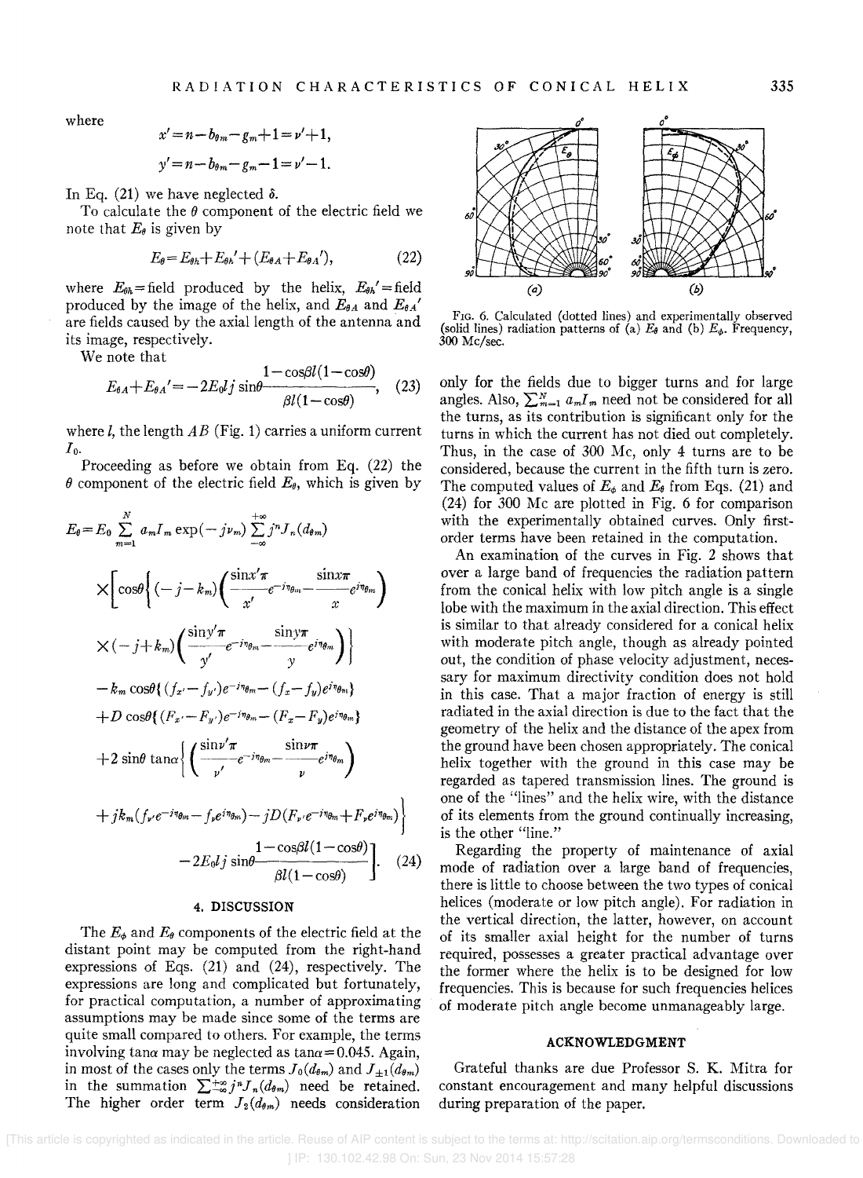where

$$x' = n - b_{\theta m} - g_m + 1 = \nu' + 1,$$

$$y' = n - b_{\theta m} - g_m - 1 = \nu' - 1.$$

In Eq. (21) we have neglected $\delta$.

To calculate the $\theta$ component of the electric field we note that $E_\theta$ is given by

$$E_\theta = E_{\theta h} + E_{\theta h}' + (E_{\theta A} + E_{\theta A}'), \tag{22}$$

where $E_{\theta h}$ = field produced by the helix, $E_{\theta h}'$ = field produced by the image of the helix, and $E_{\theta A}$ and $E_{\theta A}'$ are fields caused by the axial length of the antenna and its image, respectively.

We note that

$$E_{\theta A} + E_{\theta A}' = -2E_0 l j \sin\theta \frac{1 - \cos\beta l(1-\cos\theta)}{\beta l(1-\cos\theta)}, \tag{23}$$

where $l$, the length $AB$ (Fig. 1) carries a uniform current $I_0$.

Proceeding as before we obtain from Eq. (22) the $\theta$ component of the electric field $E_\theta$, which is given by

$$E_\theta = E_0 \sum_{m=1}^{N} a_m I_m \exp(-j\nu_m) \sum_{-\infty}^{+\infty} j^n J_n(d_{\theta m})$$
$$\times \Bigg[ \cos\theta \Bigg\{ (-j - k_m) \left( \frac{\sin x'\pi}{x'} e^{-j\eta_{\theta m}} - \frac{\sin x\pi}{x} e^{j\eta_{\theta m}} \right)$$
$$\times (-j + k_m) \left( \frac{\sin y'\pi}{y'} e^{-j\eta_{\theta m}} - \frac{\sin y\pi}{y} e^{j\eta_{\theta m}} \right) \Bigg\}$$
$$- k_m \cos\theta \{ (f_{x'} - f_{y'}) e^{-j\eta_{\theta m}} - (f_x - f_y) e^{j\eta_{\theta m}} \}$$
$$+ D \cos\theta \{ (F_{x'} - F_{y'}) e^{-j\eta_{\theta m}} - (F_x - F_y) e^{j\eta_{\theta m}} \}$$
$$+ 2 \sin\theta \tan\alpha \Bigg\{ \left( \frac{\sin\nu'\pi}{\nu'} e^{-j\eta_{\theta m}} - \frac{\sin\nu\pi}{\nu} e^{j\eta_{\theta m}} \right)$$
$$+ jk_m (f_{\nu'} e^{-j\eta_{\theta m}} - f_\nu e^{j\eta_{\theta m}}) - jD (F_{\nu'} e^{-j\eta_{\theta m}} + F_\nu e^{j\eta_{\theta m}}) \Bigg\}$$
$$- 2E_0 l j \sin\theta \frac{1 - \cos\beta l(1-\cos\theta)}{\beta l(1-\cos\theta)} \Bigg]. \tag{24}$$

## 4. DISCUSSION

The $E_\phi$ and $E_\theta$ components of the electric field at the distant point may be computed from the right-hand expressions of Eqs. (21) and (24), respectively. The expressions are long and complicated but fortunately, for practical computation, a number of approximating assumptions may be made since some of the terms are quite small compared to others. For example, the terms involving $\tan\alpha$ may be neglected as $\tan\alpha = 0.045$. Again, in most of the cases only the terms $J_0(d_{\theta m})$ and $J_{\pm 1}(d_{\theta m})$ in the summation $\sum_{-\infty}^{+\infty} j^n J_n(d_{\theta m})$ need be retained. The higher order term $J_2(d_{\theta m})$ needs consideration only for the fields due to bigger turns and for large angles. Also, $\sum_{m=1}^{N} a_m I_m$ need not be considered for all the turns, as its contribution is significant only for the turns in which the current has not died out completely. Thus, in the case of 300 Mc, only 4 turns are to be considered, because the current in the fifth turn is zero. The computed values of $E_\phi$ and $E_\theta$ from Eqs. (21) and (24) for 300 Mc are plotted in Fig. 6 for comparison with the experimentally obtained curves. Only first-order terms have been retained in the computation.

0°
30°
60°
90°
30°
60°
90°
$E_\theta$
(a)

0°
30°
60°
90°
30°
60°
90°
$E_\phi$
(b)

FIG. 6. Calculated (dotted lines) and experimentally observed (solid lines) radiation patterns of (a) $E_\theta$ and (b) $E_\phi$. Frequency, 300 Mc/sec.

An examination of the curves in Fig. 2 shows that over a large band of frequencies the radiation pattern from the conical helix with low pitch angle is a single lobe with the maximum in the axial direction. This effect is similar to that already considered for a conical helix with moderate pitch angle, though as already pointed out, the condition of phase velocity adjustment, necessary for maximum directivity condition does not hold in this case. That a major fraction of energy is still radiated in the axial direction is due to the fact that the geometry of the helix and the distance of the apex from the ground have been chosen appropriately. The conical helix together with the ground in this case may be regarded as tapered transmission lines. The ground is one of the "lines" and the helix wire, with the distance of its elements from the ground continually increasing, is the other "line."

Regarding the property of maintenance of axial mode of radiation over a large band of frequencies, there is little to choose between the two types of conical helices (moderate or low pitch angle). For radiation in the vertical direction, the latter, however, on account of its smaller axial height for the number of turns required, possesses a greater practical advantage over the former where the helix is to be designed for low frequencies. This is because for such frequencies helices of moderate pitch angle become unmanageably large.

## ACKNOWLEDGMENT

Grateful thanks are due Professor S. K. Mitra for constant encouragement and many helpful discussions during preparation of the paper.